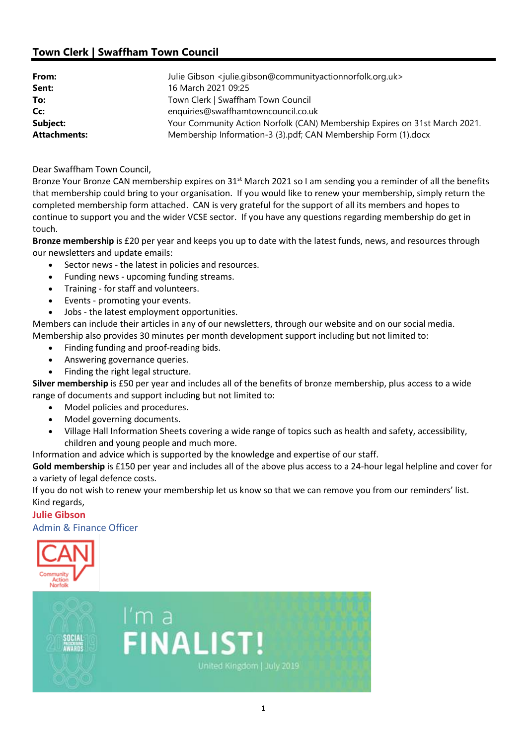## Town Clerk | Swaffham Town Council

| | |
|---|---|
| **From:** | Julie Gibson <julie.gibson@communityactionnorfolk.org.uk> |
| **Sent:** | 16 March 2021 09:25 |
| **To:** | Town Clerk \| Swaffham Town Council |
| **Cc:** | enquiries@swaffhamtowncouncil.co.uk |
| **Subject:** | Your Community Action Norfolk (CAN) Membership Expires on 31st March 2021. |
| **Attachments:** | Membership Information-3 (3).pdf; CAN Membership Form (1).docx |

Dear Swaffham Town Council,

Bronze Your Bronze CAN membership expires on 31st March 2021 so I am sending you a reminder of all the benefits that membership could bring to your organisation. If you would like to renew your membership, simply return the completed membership form attached. CAN is very grateful for the support of all its members and hopes to continue to support you and the wider VCSE sector. If you have any questions regarding membership do get in touch.

**Bronze membership** is £20 per year and keeps you up to date with the latest funds, news, and resources through our newsletters and update emails:

- Sector news - the latest in policies and resources.
- Funding news - upcoming funding streams.
- Training - for staff and volunteers.
- Events - promoting your events.
- Jobs - the latest employment opportunities.

Members can include their articles in any of our newsletters, through our website and on our social media.
Membership also provides 30 minutes per month development support including but not limited to:

- Finding funding and proof-reading bids.
- Answering governance queries.
- Finding the right legal structure.

**Silver membership** is £50 per year and includes all of the benefits of bronze membership, plus access to a wide range of documents and support including but not limited to:

- Model policies and procedures.
- Model governing documents.
- Village Hall Information Sheets covering a wide range of topics such as health and safety, accessibility, children and young people and much more.

Information and advice which is supported by the knowledge and expertise of our staff.

**Gold membership** is £150 per year and includes all of the above plus access to a 24-hour legal helpline and cover for a variety of legal defence costs.

If you do not wish to renew your membership let us know so that we can remove you from our reminders' list.

Kind regards,

**Julie Gibson**
Admin & Finance Officer

CAN Community Action Norfolk

2019 SOCIAL PRESCRIBING AWARDS
I'm a FINALIST!
United Kingdom | July 2019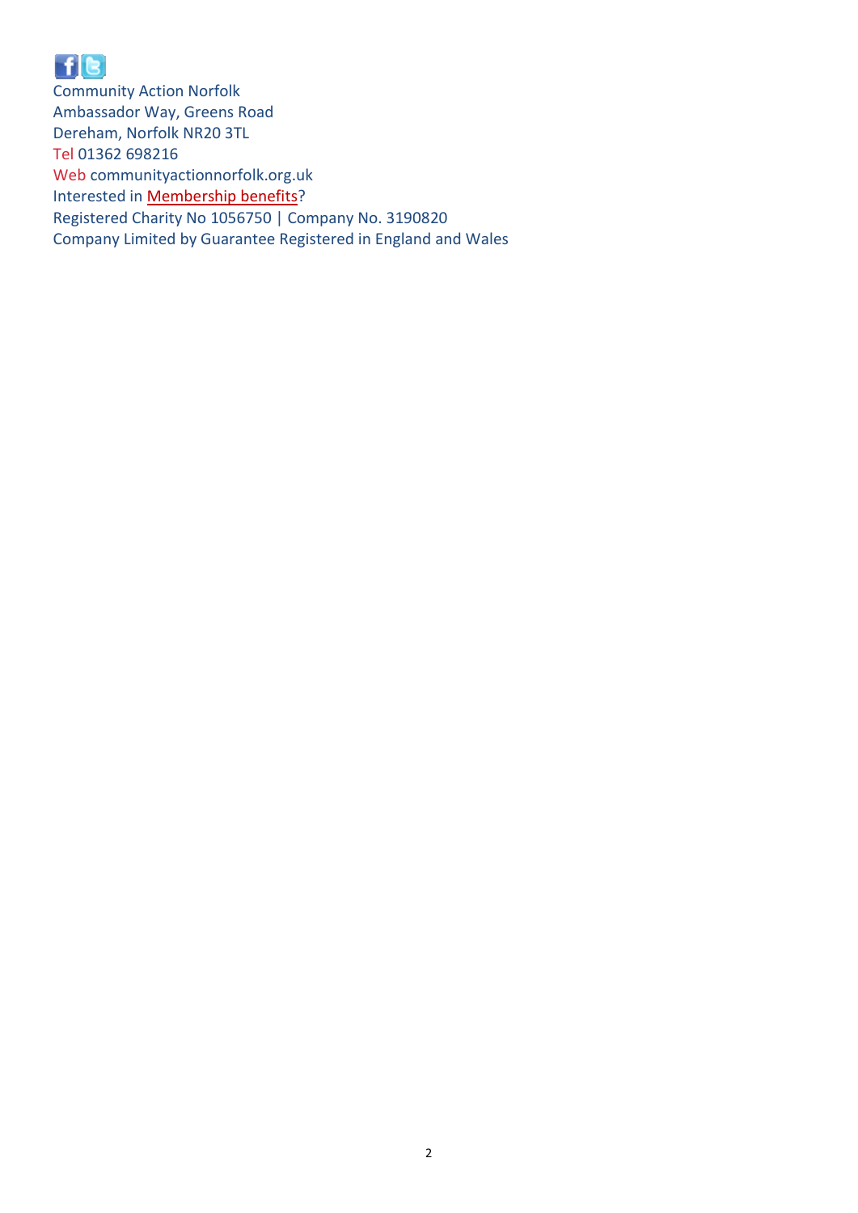Community Action Norfolk
Ambassador Way, Greens Road
Dereham, Norfolk NR20 3TL
Tel 01362 698216
Web communityactionnorfolk.org.uk
Interested in Membership benefits?
Registered Charity No 1056750 | Company No. 3190820
Company Limited by Guarantee Registered in England and Wales